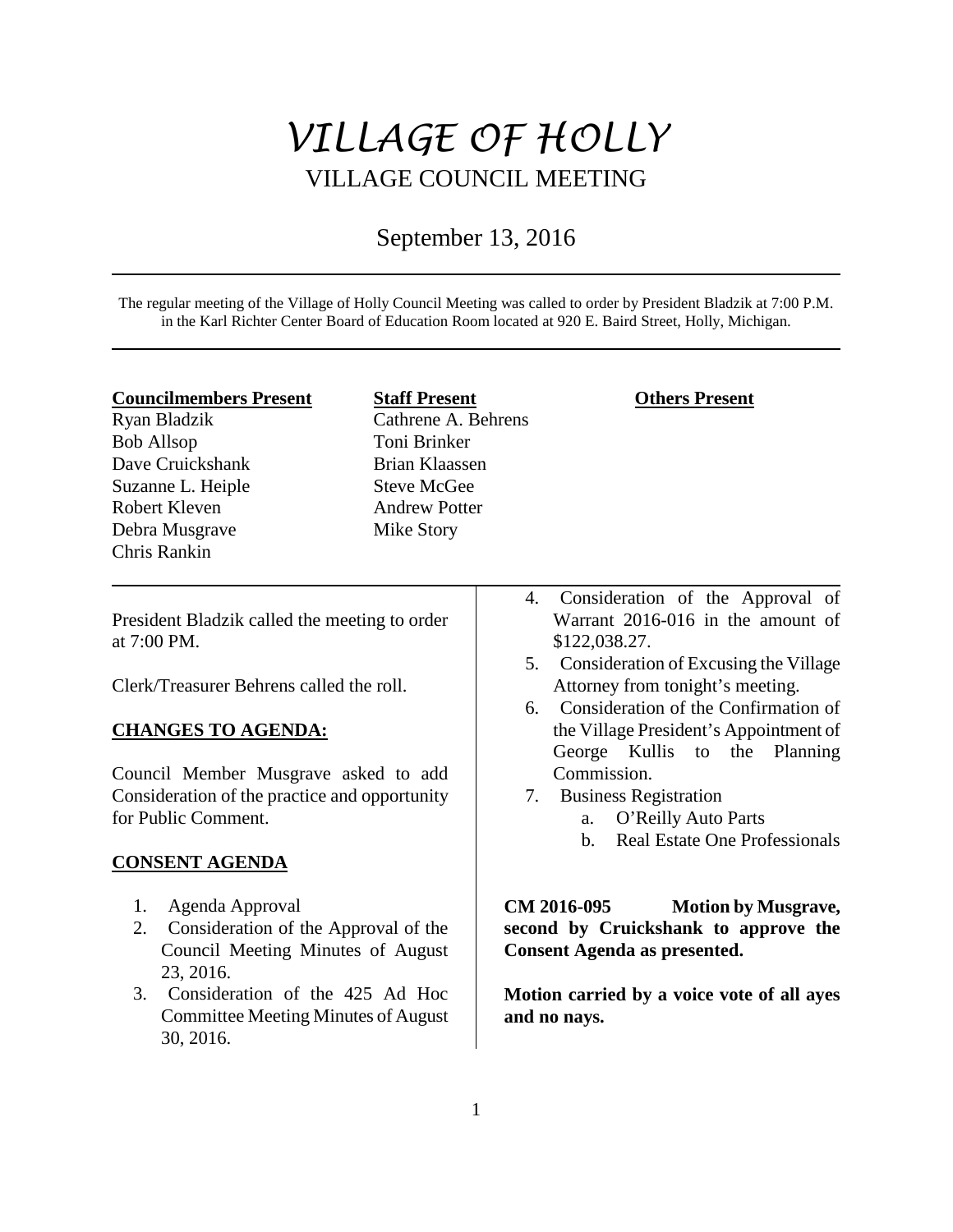# VILLAGE OF HOLLY

## VILLAGE COUNCIL MEETING

September 13, 2016

The regular meeting of the Village of Holly Council Meeting was called to order by President Bladzik at 7:00 P.M. in the Karl Richter Center Board of Education Room located at 920 E. Baird Street, Holly, Michigan.

| **Councilmembers Present** | **Staff Present** | **Others Present** |
|---|---|---|
| Ryan Bladzik | Cathrene A. Behrens | |
| Bob Allsop | Toni Brinker | |
| Dave Cruickshank | Brian Klaassen | |
| Suzanne L. Heiple | Steve McGee | |
| Robert Kleven | Andrew Potter | |
| Debra Musgrave | Mike Story | |
| Chris Rankin | | |

President Bladzik called the meeting to order at 7:00 PM.

Clerk/Treasurer Behrens called the roll.

**CHANGES TO AGENDA:**

Council Member Musgrave asked to add Consideration of the practice and opportunity for Public Comment.

**CONSENT AGENDA**

1. Agenda Approval
2. Consideration of the Approval of the Council Meeting Minutes of August 23, 2016.
3. Consideration of the 425 Ad Hoc Committee Meeting Minutes of August 30, 2016.
4. Consideration of the Approval of Warrant 2016-016 in the amount of $122,038.27.
5. Consideration of Excusing the Village Attorney from tonight's meeting.
6. Consideration of the Confirmation of the Village President's Appointment of George Kullis to the Planning Commission.
7. Business Registration
   a. O'Reilly Auto Parts
   b. Real Estate One Professionals

**CM 2016-095 Motion by Musgrave, second by Cruickshank to approve the Consent Agenda as presented.**

**Motion carried by a voice vote of all ayes and no nays.**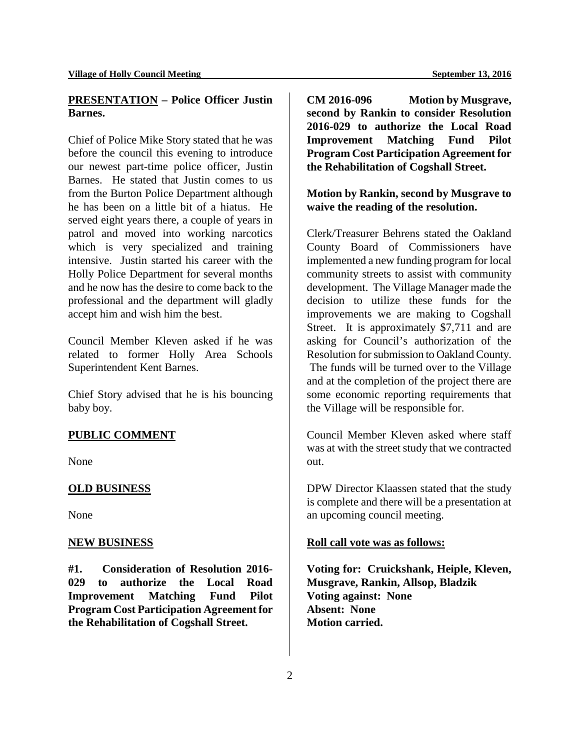**PRESENTATION – Police Officer Justin Barnes.**

Chief of Police Mike Story stated that he was before the council this evening to introduce our newest part-time police officer, Justin Barnes. He stated that Justin comes to us from the Burton Police Department although he has been on a little bit of a hiatus. He served eight years there, a couple of years in patrol and moved into working narcotics which is very specialized and training intensive. Justin started his career with the Holly Police Department for several months and he now has the desire to come back to the professional and the department will gladly accept him and wish him the best.

Council Member Kleven asked if he was related to former Holly Area Schools Superintendent Kent Barnes.

Chief Story advised that he is his bouncing baby boy.

**PUBLIC COMMENT**

None

**OLD BUSINESS**

None

**NEW BUSINESS**

**#1. Consideration of Resolution 2016-029 to authorize the Local Road Improvement Matching Fund Pilot Program Cost Participation Agreement for the Rehabilitation of Cogshall Street.**

**CM 2016-096 Motion by Musgrave, second by Rankin to consider Resolution 2016-029 to authorize the Local Road Improvement Matching Fund Pilot Program Cost Participation Agreement for the Rehabilitation of Cogshall Street.**

**Motion by Rankin, second by Musgrave to waive the reading of the resolution.**

Clerk/Treasurer Behrens stated the Oakland County Board of Commissioners have implemented a new funding program for local community streets to assist with community development. The Village Manager made the decision to utilize these funds for the improvements we are making to Cogshall Street. It is approximately $7,711 and are asking for Council's authorization of the Resolution for submission to Oakland County. The funds will be turned over to the Village and at the completion of the project there are some economic reporting requirements that the Village will be responsible for.

Council Member Kleven asked where staff was at with the street study that we contracted out.

DPW Director Klaassen stated that the study is complete and there will be a presentation at an upcoming council meeting.

**Roll call vote was as follows:**

**Voting for: Cruickshank, Heiple, Kleven, Musgrave, Rankin, Allsop, Bladzik**
**Voting against: None**
**Absent: None**
**Motion carried.**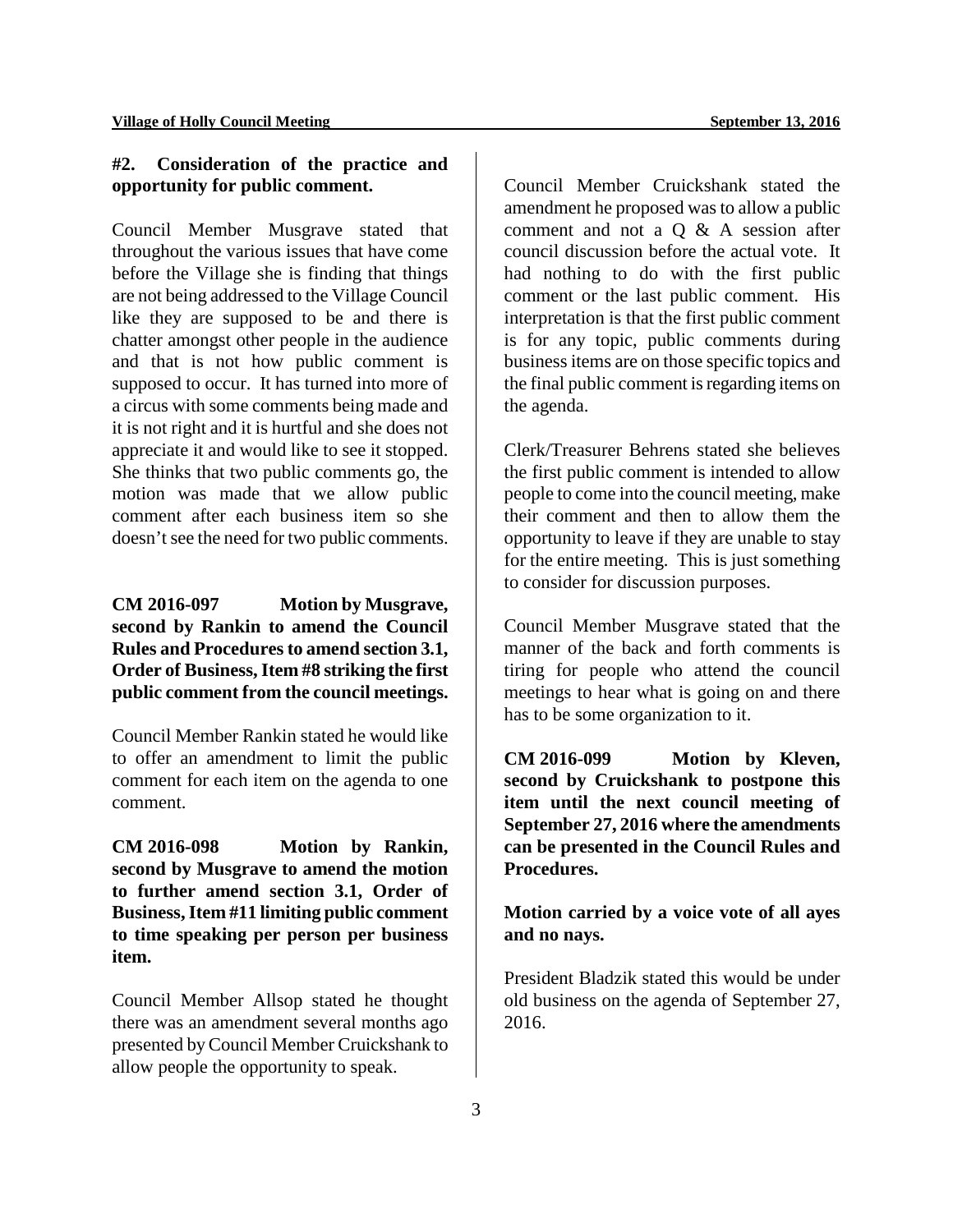**#2. Consideration of the practice and opportunity for public comment.**

Council Member Musgrave stated that throughout the various issues that have come before the Village she is finding that things are not being addressed to the Village Council like they are supposed to be and there is chatter amongst other people in the audience and that is not how public comment is supposed to occur. It has turned into more of a circus with some comments being made and it is not right and it is hurtful and she does not appreciate it and would like to see it stopped. She thinks that two public comments go, the motion was made that we allow public comment after each business item so she doesn't see the need for two public comments.

**CM 2016-097 Motion by Musgrave, second by Rankin to amend the Council Rules and Procedures to amend section 3.1, Order of Business, Item #8 striking the first public comment from the council meetings.**

Council Member Rankin stated he would like to offer an amendment to limit the public comment for each item on the agenda to one comment.

**CM 2016-098 Motion by Rankin, second by Musgrave to amend the motion to further amend section 3.1, Order of Business, Item #11 limiting public comment to time speaking per person per business item.**

Council Member Allsop stated he thought there was an amendment several months ago presented by Council Member Cruickshank to allow people the opportunity to speak.

Council Member Cruickshank stated the amendment he proposed was to allow a public comment and not a Q & A session after council discussion before the actual vote. It had nothing to do with the first public comment or the last public comment. His interpretation is that the first public comment is for any topic, public comments during business items are on those specific topics and the final public comment is regarding items on the agenda.

Clerk/Treasurer Behrens stated she believes the first public comment is intended to allow people to come into the council meeting, make their comment and then to allow them the opportunity to leave if they are unable to stay for the entire meeting. This is just something to consider for discussion purposes.

Council Member Musgrave stated that the manner of the back and forth comments is tiring for people who attend the council meetings to hear what is going on and there has to be some organization to it.

**CM 2016-099 Motion by Kleven, second by Cruickshank to postpone this item until the next council meeting of September 27, 2016 where the amendments can be presented in the Council Rules and Procedures.**

**Motion carried by a voice vote of all ayes and no nays.**

President Bladzik stated this would be under old business on the agenda of September 27, 2016.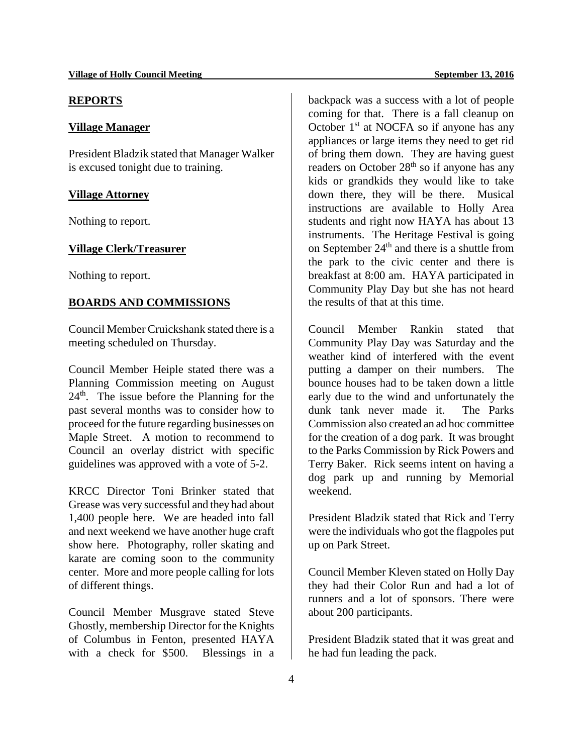## REPORTS

### Village Manager

President Bladzik stated that Manager Walker is excused tonight due to training.

### Village Attorney

Nothing to report.

### Village Clerk/Treasurer

Nothing to report.

## BOARDS AND COMMISSIONS

Council Member Cruickshank stated there is a meeting scheduled on Thursday.

Council Member Heiple stated there was a Planning Commission meeting on August 24th. The issue before the Planning for the past several months was to consider how to proceed for the future regarding businesses on Maple Street. A motion to recommend to Council an overlay district with specific guidelines was approved with a vote of 5-2.

KRCC Director Toni Brinker stated that Grease was very successful and they had about 1,400 people here. We are headed into fall and next weekend we have another huge craft show here. Photography, roller skating and karate are coming soon to the community center. More and more people calling for lots of different things.

Council Member Musgrave stated Steve Ghostly, membership Director for the Knights of Columbus in Fenton, presented HAYA with a check for $500. Blessings in a backpack was a success with a lot of people coming for that. There is a fall cleanup on October 1st at NOCFA so if anyone has any appliances or large items they need to get rid of bring them down. They are having guest readers on October 28th so if anyone has any kids or grandkids they would like to take down there, they will be there. Musical instructions are available to Holly Area students and right now HAYA has about 13 instruments. The Heritage Festival is going on September 24th and there is a shuttle from the park to the civic center and there is breakfast at 8:00 am. HAYA participated in Community Play Day but she has not heard the results of that at this time.

Council Member Rankin stated that Community Play Day was Saturday and the weather kind of interfered with the event putting a damper on their numbers. The bounce houses had to be taken down a little early due to the wind and unfortunately the dunk tank never made it. The Parks Commission also created an ad hoc committee for the creation of a dog park. It was brought to the Parks Commission by Rick Powers and Terry Baker. Rick seems intent on having a dog park up and running by Memorial weekend.

President Bladzik stated that Rick and Terry were the individuals who got the flagpoles put up on Park Street.

Council Member Kleven stated on Holly Day they had their Color Run and had a lot of runners and a lot of sponsors. There were about 200 participants.

President Bladzik stated that it was great and he had fun leading the pack.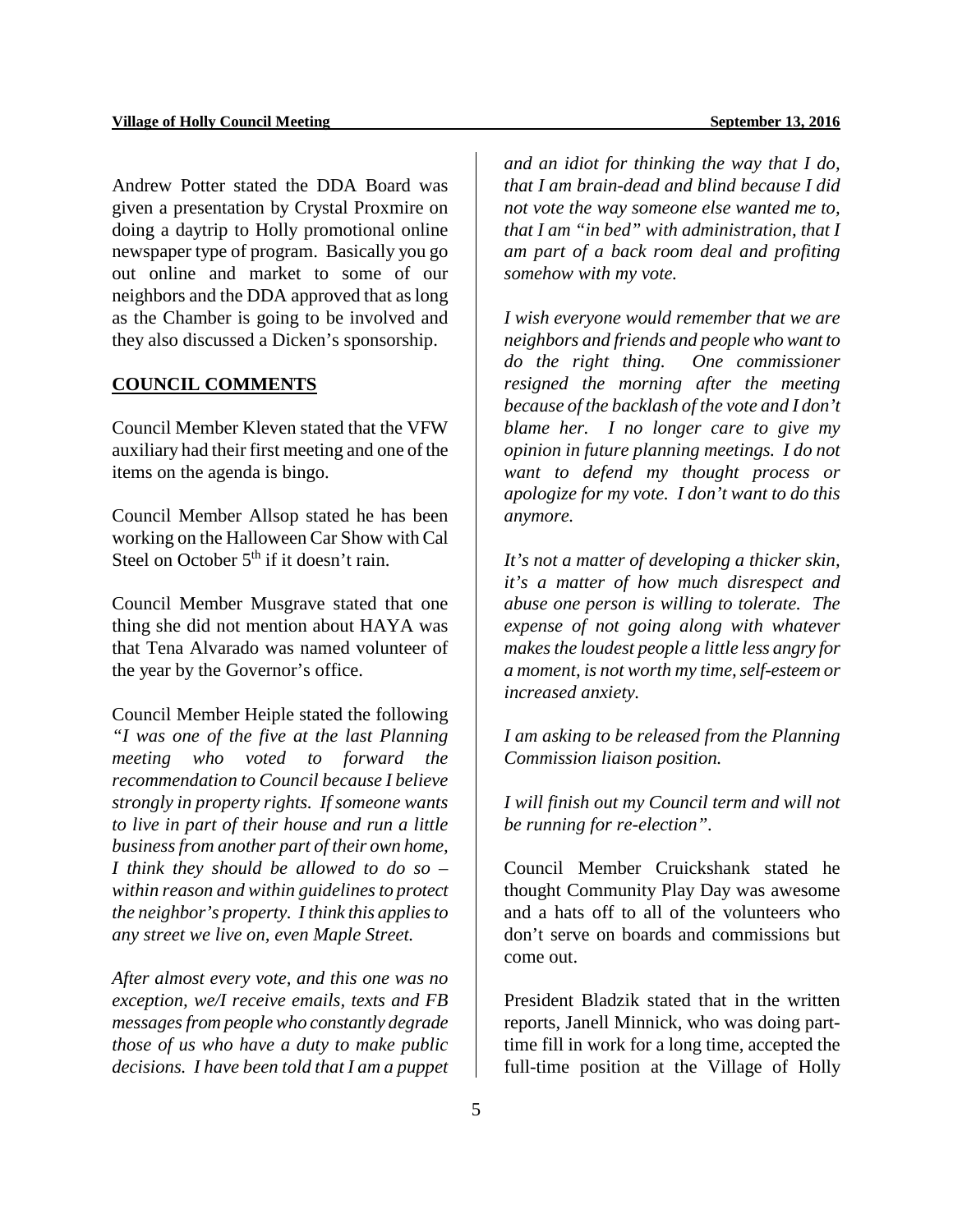Andrew Potter stated the DDA Board was given a presentation by Crystal Proxmire on doing a daytrip to Holly promotional online newspaper type of program. Basically you go out online and market to some of our neighbors and the DDA approved that as long as the Chamber is going to be involved and they also discussed a Dicken's sponsorship.

## COUNCIL COMMENTS

Council Member Kleven stated that the VFW auxiliary had their first meeting and one of the items on the agenda is bingo.

Council Member Allsop stated he has been working on the Halloween Car Show with Cal Steel on October 5th if it doesn't rain.

Council Member Musgrave stated that one thing she did not mention about HAYA was that Tena Alvarado was named volunteer of the year by the Governor's office.

Council Member Heiple stated the following *"I was one of the five at the last Planning meeting who voted to forward the recommendation to Council because I believe strongly in property rights. If someone wants to live in part of their house and run a little business from another part of their own home, I think they should be allowed to do so – within reason and within guidelines to protect the neighbor's property. I think this applies to any street we live on, even Maple Street.*

*After almost every vote, and this one was no exception, we/I receive emails, texts and FB messages from people who constantly degrade those of us who have a duty to make public decisions. I have been told that I am a puppet and an idiot for thinking the way that I do, that I am brain-dead and blind because I did not vote the way someone else wanted me to, that I am "in bed" with administration, that I am part of a back room deal and profiting somehow with my vote.*

*I wish everyone would remember that we are neighbors and friends and people who want to do the right thing. One commissioner resigned the morning after the meeting because of the backlash of the vote and I don't blame her. I no longer care to give my opinion in future planning meetings. I do not want to defend my thought process or apologize for my vote. I don't want to do this anymore.*

*It's not a matter of developing a thicker skin, it's a matter of how much disrespect and abuse one person is willing to tolerate. The expense of not going along with whatever makes the loudest people a little less angry for a moment, is not worth my time, self-esteem or increased anxiety.*

*I am asking to be released from the Planning Commission liaison position.*

*I will finish out my Council term and will not be running for re-election".*

Council Member Cruickshank stated he thought Community Play Day was awesome and a hats off to all of the volunteers who don't serve on boards and commissions but come out.

President Bladzik stated that in the written reports, Janell Minnick, who was doing part-time fill in work for a long time, accepted the full-time position at the Village of Holly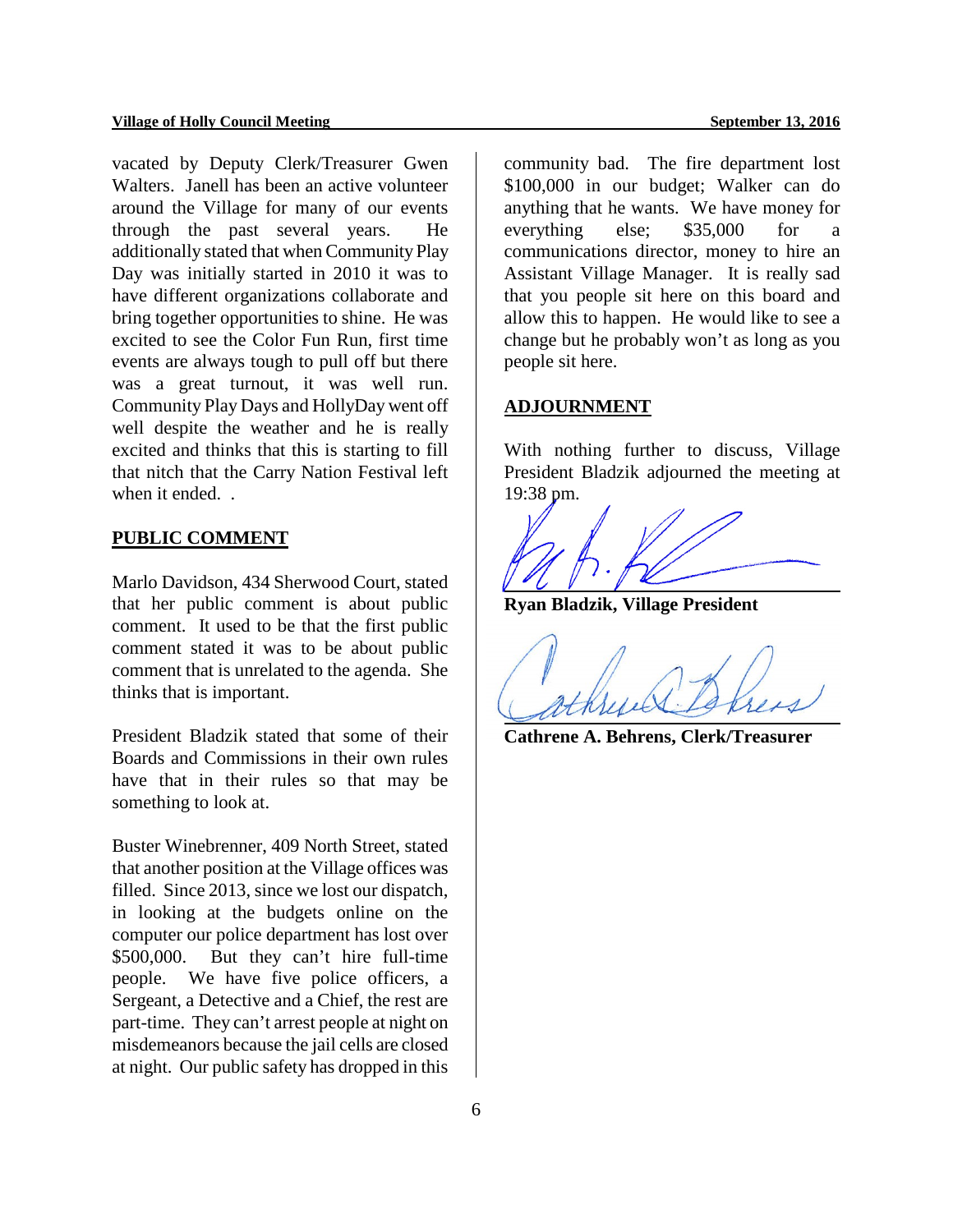vacated by Deputy Clerk/Treasurer Gwen Walters. Janell has been an active volunteer around the Village for many of our events through the past several years. He additionally stated that when Community Play Day was initially started in 2010 it was to have different organizations collaborate and bring together opportunities to shine. He was excited to see the Color Fun Run, first time events are always tough to pull off but there was a great turnout, it was well run. Community Play Days and HollyDay went off well despite the weather and he is really excited and thinks that this is starting to fill that nitch that the Carry Nation Festival left when it ended. .

## PUBLIC COMMENT

Marlo Davidson, 434 Sherwood Court, stated that her public comment is about public comment. It used to be that the first public comment stated it was to be about public comment that is unrelated to the agenda. She thinks that is important.

President Bladzik stated that some of their Boards and Commissions in their own rules have that in their rules so that may be something to look at.

Buster Winebrenner, 409 North Street, stated that another position at the Village offices was filled. Since 2013, since we lost our dispatch, in looking at the budgets online on the computer our police department has lost over $500,000. But they can't hire full-time people. We have five police officers, a Sergeant, a Detective and a Chief, the rest are part-time. They can't arrest people at night on misdemeanors because the jail cells are closed at night. Our public safety has dropped in this community bad. The fire department lost $100,000 in our budget; Walker can do anything that he wants. We have money for everything else; $35,000 for a communications director, money to hire an Assistant Village Manager. It is really sad that you people sit here on this board and allow this to happen. He would like to see a change but he probably won't as long as you people sit here.

## ADJOURNMENT

With nothing further to discuss, Village President Bladzik adjourned the meeting at 19:38 pm.

**Ryan Bladzik, Village President**

**Cathrene A. Behrens, Clerk/Treasurer**